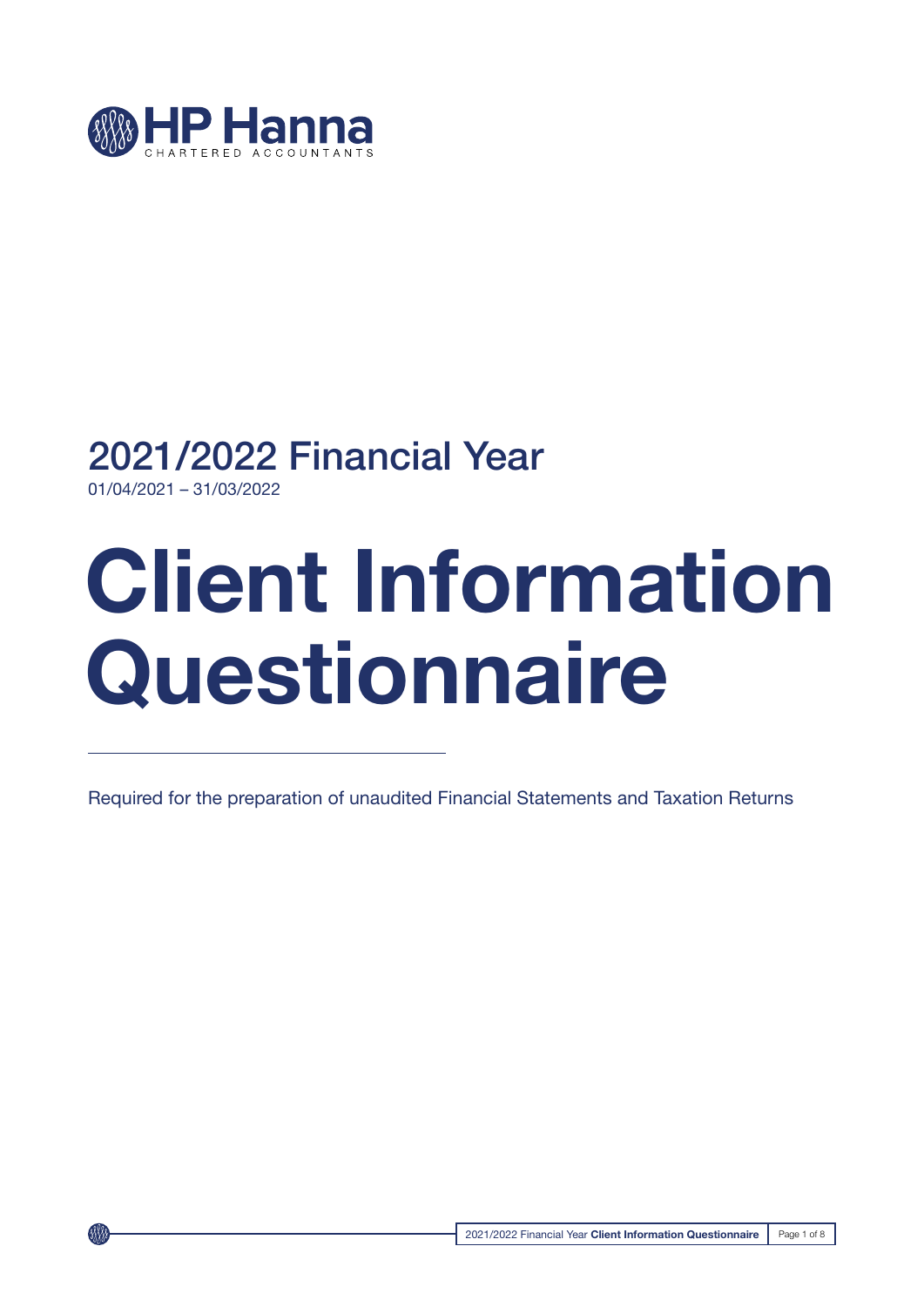HP Hanna

CHARTERED ACCOUNTANTS

## 2021/2022 Financial Year

01/04/2021 – 31/03/2022

# Client Information Questionnaire

Required for the preparation of unaudited Financial Statements and Taxation Returns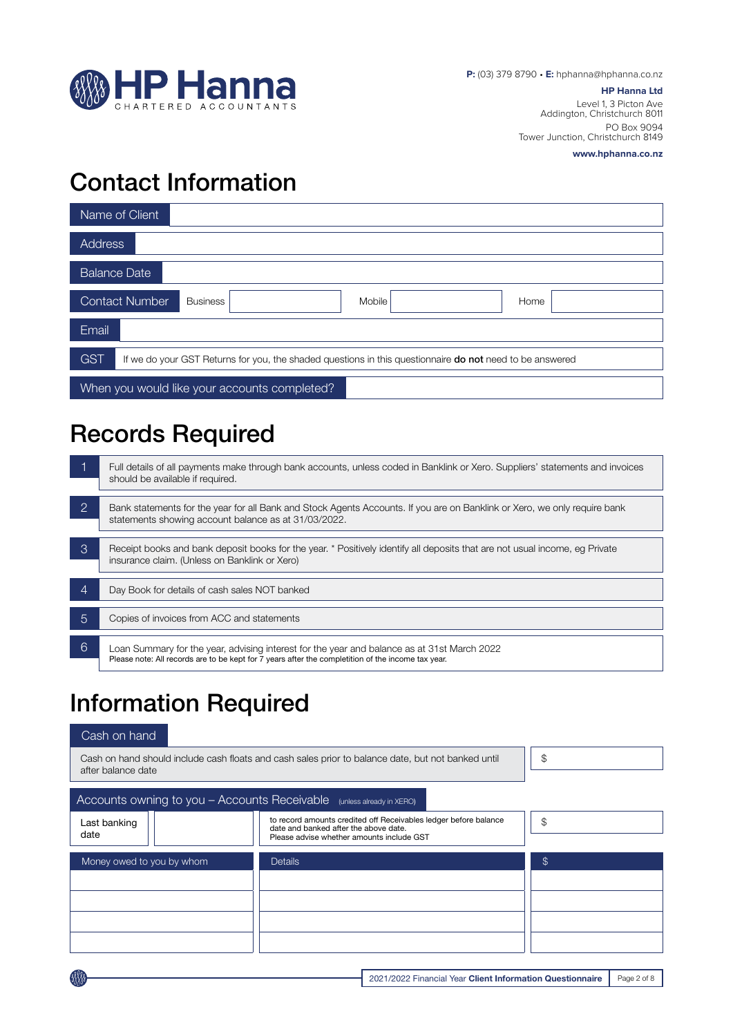**HP Hanna** CHARTERED ACCOUNTANTS

**P:** (03) 379 8790 • **E:** hphanna@hphanna.co.nz

**HP Hanna Ltd**
Level 1, 3 Picton Ave
Addington, Christchurch 8011
PO Box 9094
Tower Junction, Christchurch 8149

**www.hphanna.co.nz**

# Contact Information

| | |
|---|---|
| Name of Client | |
| Address | |
| Balance Date | |
| Contact Number | Business: ______ Mobile: ______ Home: ______ |
| Email | |
| GST | If we do your GST Returns for you, the shaded questions in this questionnaire **do not** need to be answered |
| When you would like your accounts completed? | |

# Records Required

1. Full details of all payments make through bank accounts, unless coded in Banklink or Xero. Suppliers' statements and invoices should be available if required.
2. Bank statements for the year for all Bank and Stock Agents Accounts. If you are on Banklink or Xero, we only require bank statements showing account balance as at 31/03/2022.
3. Receipt books and bank deposit books for the year. * Positively identify all deposits that are not usual income, eg Private insurance claim. (Unless on Banklink or Xero)
4. Day Book for details of cash sales NOT banked
5. Copies of invoices from ACC and statements
6. Loan Summary for the year, advising interest for the year and balance as at 31st March 2022
   Please note: All records are to be kept for 7 years after the completion of the income tax year.

# Information Required

## Cash on hand

| | |
|---|---|
| Cash on hand should include cash floats and cash sales prior to balance date, but not banked until after balance date | $ |

## Accounts owning to you – Accounts Receivable (unless already in XERO)

| Last banking date | | to record amounts credited off Receivables ledger before balance date and banked after the above date. Please advise whether amounts include GST | $ |
|---|---|---|---|

| Money owed to you by whom | Details | $ |
|---|---|---|
| | | |
| | | |
| | | |
| | | |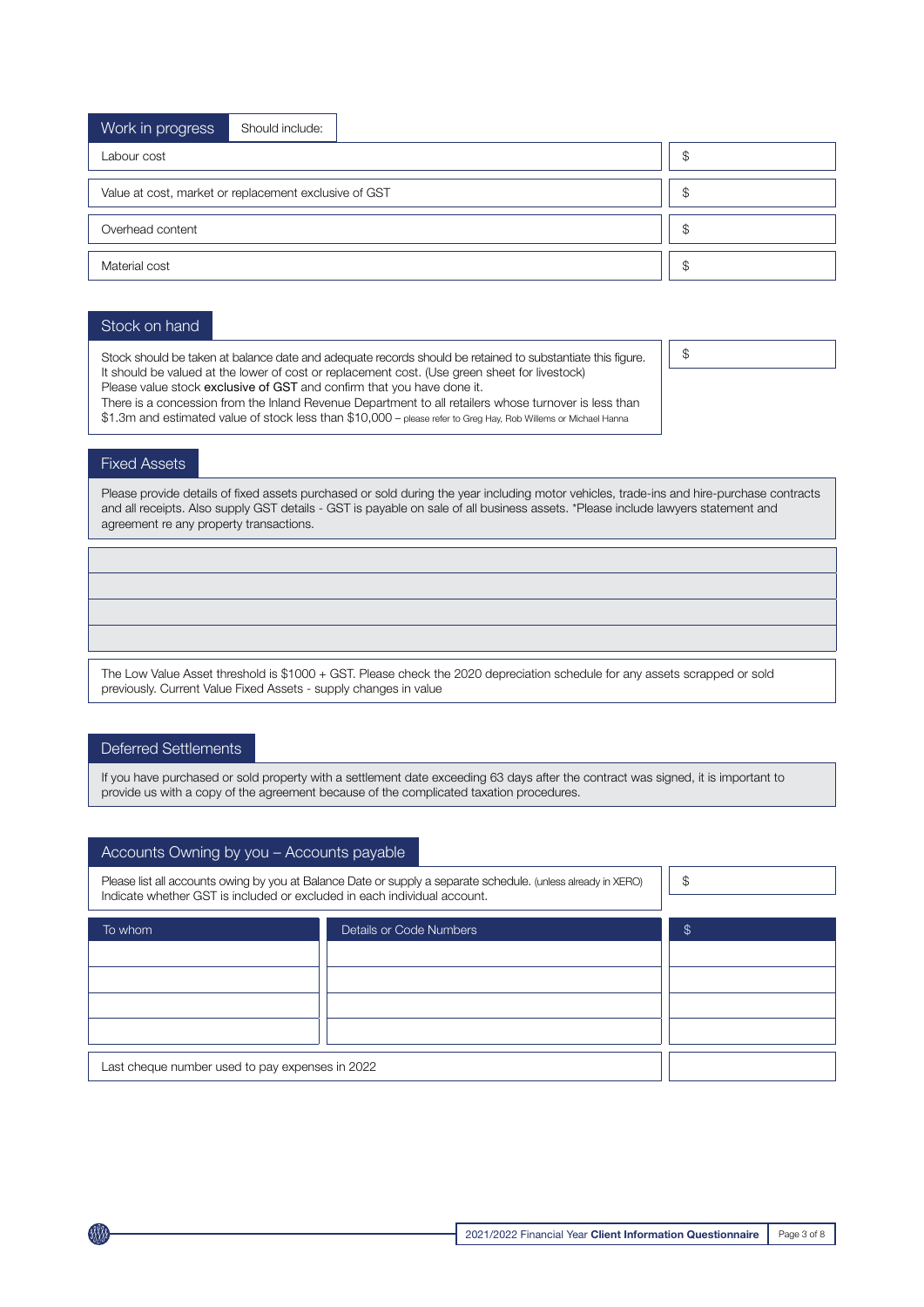## Work in progress

Should include:

| | |
|---|---|
| Labour cost | $ |
| Value at cost, market or replacement exclusive of GST | $ |
| Overhead content | $ |
| Material cost | $ |

## Stock on hand

Stock should be taken at balance date and adequate records should be retained to substantiate this figure. It should be valued at the lower of cost or replacement cost. (Use green sheet for livestock)
Please value stock exclusive of GST and confirm that you have done it.
There is a concession from the Inland Revenue Department to all retailers whose turnover is less than $1.3m and estimated value of stock less than $10,000 – please refer to Greg Hay, Rob Willems or Michael Hanna

$

## Fixed Assets

Please provide details of fixed assets purchased or sold during the year including motor vehicles, trade-ins and hire-purchase contracts and all receipts. Also supply GST details - GST is payable on sale of all business assets. *Please include lawyers statement and agreement re any property transactions.

| |
|---|
| |
| |
| |
| |

The Low Value Asset threshold is $1000 + GST. Please check the 2020 depreciation schedule for any assets scrapped or sold previously. Current Value Fixed Assets - supply changes in value

## Deferred Settlements

If you have purchased or sold property with a settlement date exceeding 63 days after the contract was signed, it is important to provide us with a copy of the agreement because of the complicated taxation procedures.

## Accounts Owning by you – Accounts payable

Please list all accounts owing by you at Balance Date or supply a separate schedule. (unless already in XERO)
Indicate whether GST is included or excluded in each individual account.

$

| To whom | Details or Code Numbers | $ |
|---|---|---|
| | | |
| | | |
| | | |
| | | |

| | |
|---|---|
| Last cheque number used to pay expenses in 2022 | |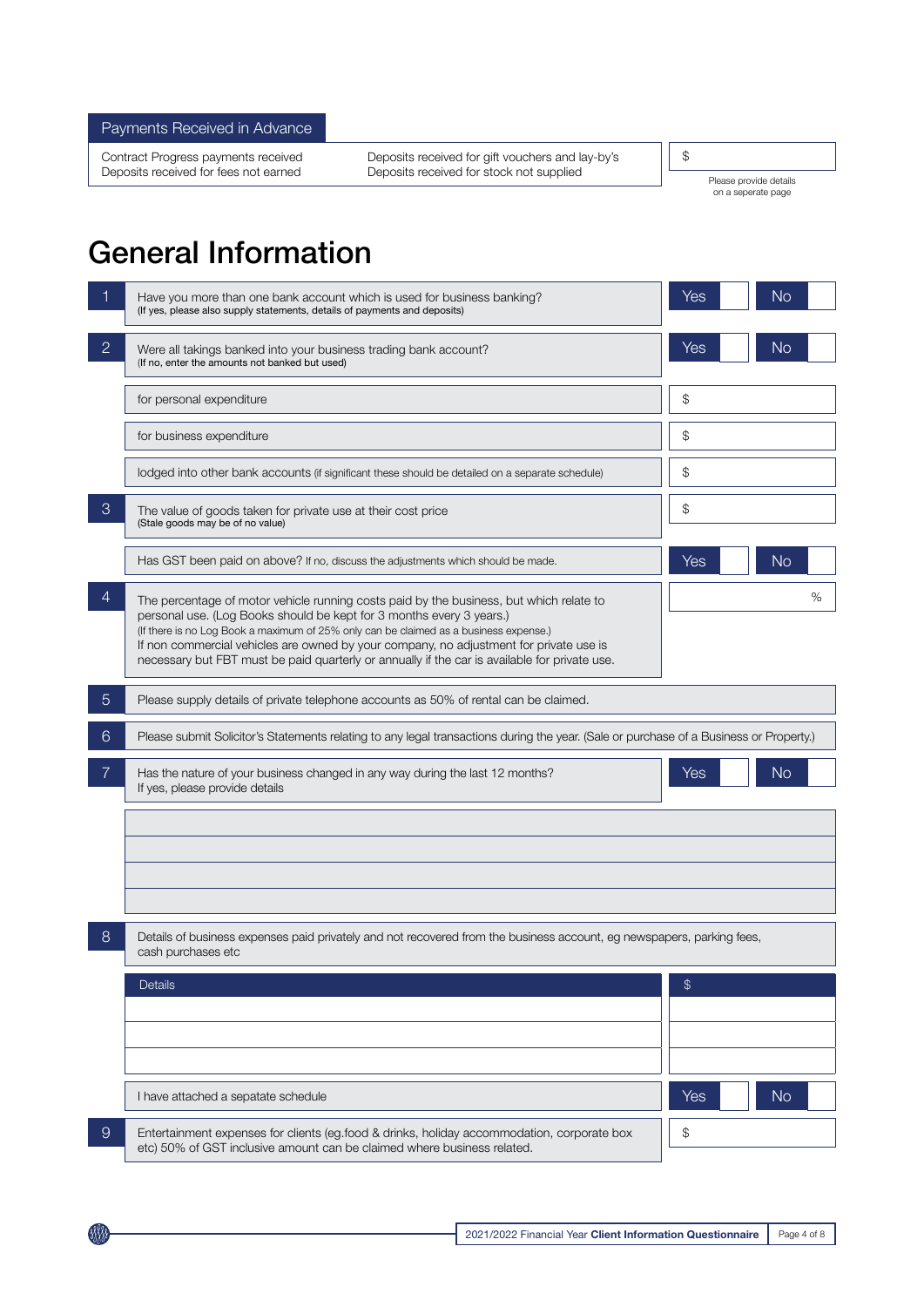## Payments Received in Advance

| | | |
|---|---|---|
| Contract Progress payments received<br>Deposits received for fees not earned | Deposits received for gift vouchers and lay-by's<br>Deposits received for stock not supplied | $ |

Please provide details on a seperate page

# General Information

| | | |
|---|---|---|
| 1 | Have you more than one bank account which is used for business banking?<br>(If yes, please also supply statements, details of payments and deposits) | Yes ☐ No ☐ |
| 2 | Were all takings banked into your business trading bank account?<br>(If no, enter the amounts not banked but used) | Yes ☐ No ☐ |
| | for personal expenditure | $ |
| | for business expenditure | $ |
| | lodged into other bank accounts (if significant these should be detailed on a separate schedule) | $ |
| 3 | The value of goods taken for private use at their cost price<br>(Stale goods may be of no value) | $ |
| | Has GST been paid on above? If no, discuss the adjustments which should be made. | Yes ☐ No ☐ |
| 4 | The percentage of motor vehicle running costs paid by the business, but which relate to personal use. (Log Books should be kept for 3 months every 3 years.)<br>(If there is no Log Book a maximum of 25% only can be claimed as a business expense.)<br>If non commercial vehicles are owned by your company, no adjustment for private use is necessary but FBT must be paid quarterly or annually if the car is available for private use. | % |
| 5 | Please supply details of private telephone accounts as 50% of rental can be claimed. | |
| 6 | Please submit Solicitor's Statements relating to any legal transactions during the year. (Sale or purchase of a Business or Property.) | |
| 7 | Has the nature of your business changed in any way during the last 12 months?<br>If yes, please provide details | Yes ☐ No ☐ |
| | | |
| | | |
| | | |
| | | |
| 8 | Details of business expenses paid privately and not recovered from the business account, eg newspapers, parking fees, cash purchases etc | |

| Details | $ |
|---|---|
| | |
| | |
| | |

| | | |
|---|---|---|
| | I have attached a sepatate schedule | Yes ☐ No ☐ |
| 9 | Entertainment expenses for clients (eg.food & drinks, holiday accommodation, corporate box etc) 50% of GST inclusive amount can be claimed where business related. | $ |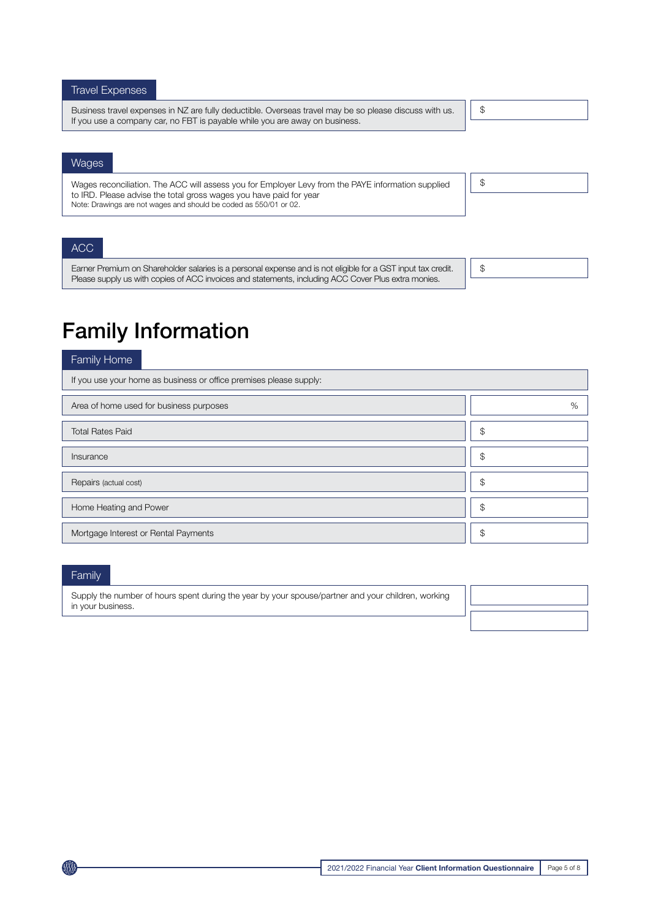### Travel Expenses

| | |
|---|---|
| Business travel expenses in NZ are fully deductible. Overseas travel may be so please discuss with us. If you use a company car, no FBT is payable while you are away on business. | $ |

### Wages

| | |
|---|---|
| Wages reconciliation. The ACC will assess you for Employer Levy from the PAYE information supplied to IRD. Please advise the total gross wages you have paid for year<br>Note: Drawings are not wages and should be coded as 550/01 or 02. | $ |

### ACC

| | |
|---|---|
| Earner Premium on Shareholder salaries is a personal expense and is not eligible for a GST input tax credit. Please supply us with copies of ACC invoices and statements, including ACC Cover Plus extra monies. | $ |

# Family Information

### Family Home

If you use your home as business or office premises please supply:

| | |
|---|---|
| Area of home used for business purposes | % |
| Total Rates Paid | $ |
| Insurance | $ |
| Repairs (actual cost) | $ |
| Home Heating and Power | $ |
| Mortgage Interest or Rental Payments | $ |

### Family

| | |
|---|---|
| Supply the number of hours spent during the year by your spouse/partner and your children, working in your business. | |
| | |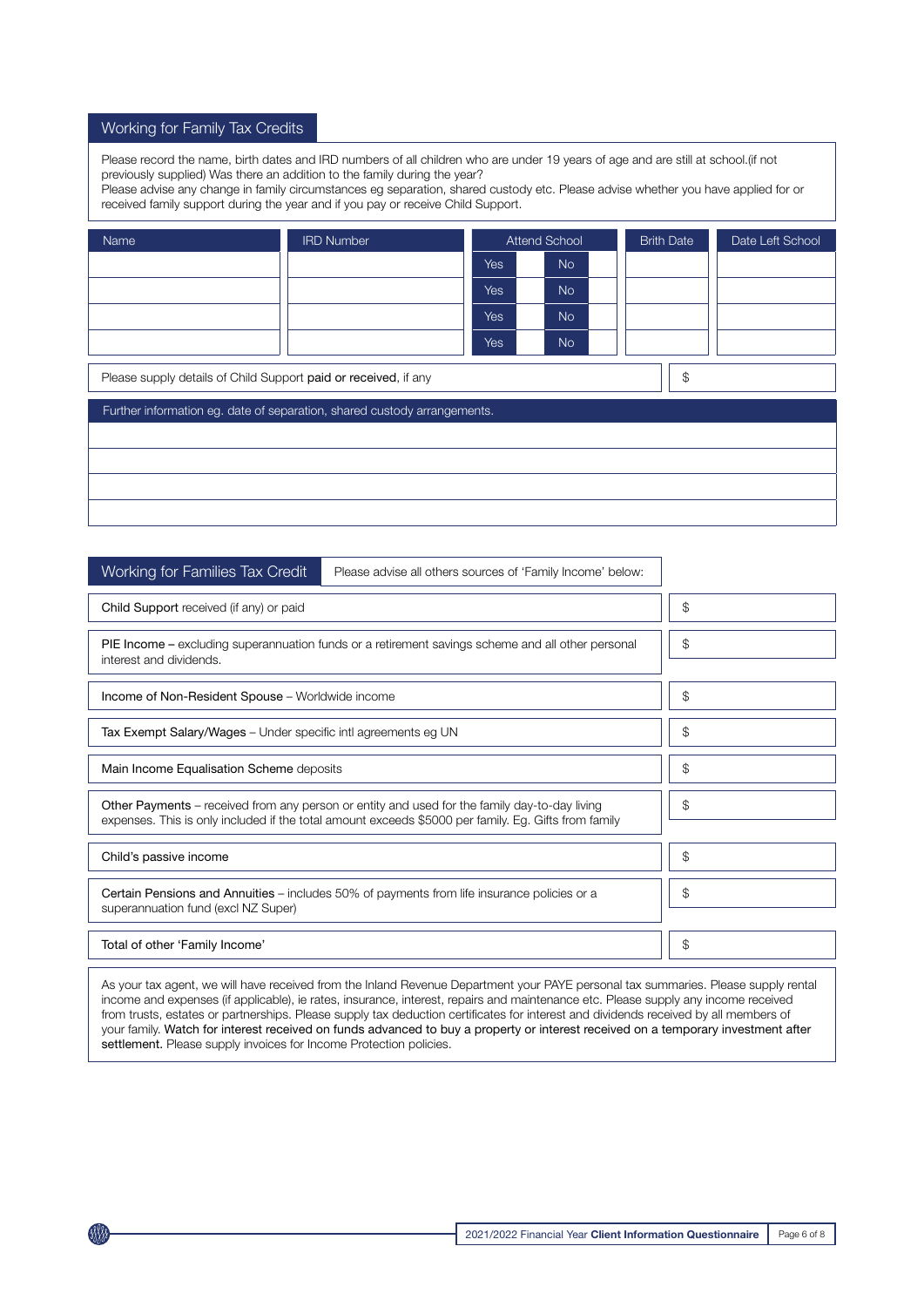## Working for Family Tax Credits

Please record the name, birth dates and IRD numbers of all children who are under 19 years of age and are still at school.(if not previously supplied) Was there an addition to the family during the year?
Please advise any change in family circumstances eg separation, shared custody etc. Please advise whether you have applied for or received family support during the year and if you pay or receive Child Support.

| Name | IRD Number | Attend School | | | | Brith Date | Date Left School |
|---|---|---|---|---|---|---|---|
| | | Yes | | No | | | |
| | | Yes | | No | | | |
| | | Yes | | No | | | |
| | | Yes | | No | | | |

| Please supply details of Child Support **paid or received**, if any | $ |
|---|---|

| Further information eg. date of separation, shared custody arrangements. |
|---|
| |
| |
| |
| |

## Working for Families Tax Credit

Please advise all others sources of 'Family Income' below:

| Item | Amount |
|---|---|
| **Child Support** received (if any) or paid | $ |
| **PIE Income** – excluding superannuation funds or a retirement savings scheme and all other personal interest and dividends. | $ |
| **Income of Non-Resident Spouse** – Worldwide income | $ |
| **Tax Exempt Salary/Wages** – Under specific intl agreements eg UN | $ |
| **Main Income Equalisation Scheme** deposits | $ |
| **Other Payments** – received from any person or entity and used for the family day-to-day living expenses. This is only included if the total amount exceeds $5000 per family. Eg. Gifts from family | $ |
| **Child's passive income** | $ |
| **Certain Pensions and Annuities** – includes 50% of payments from life insurance policies or a superannuation fund (excl NZ Super) | $ |
| **Total of other 'Family Income'** | $ |

As your tax agent, we will have received from the Inland Revenue Department your PAYE personal tax summaries. Please supply rental income and expenses (if applicable), ie rates, insurance, interest, repairs and maintenance etc. Please supply any income received from trusts, estates or partnerships. Please supply tax deduction certificates for interest and dividends received by all members of your family. **Watch for interest received on funds advanced to buy a property or interest received on a temporary investment after settlement.** Please supply invoices for Income Protection policies.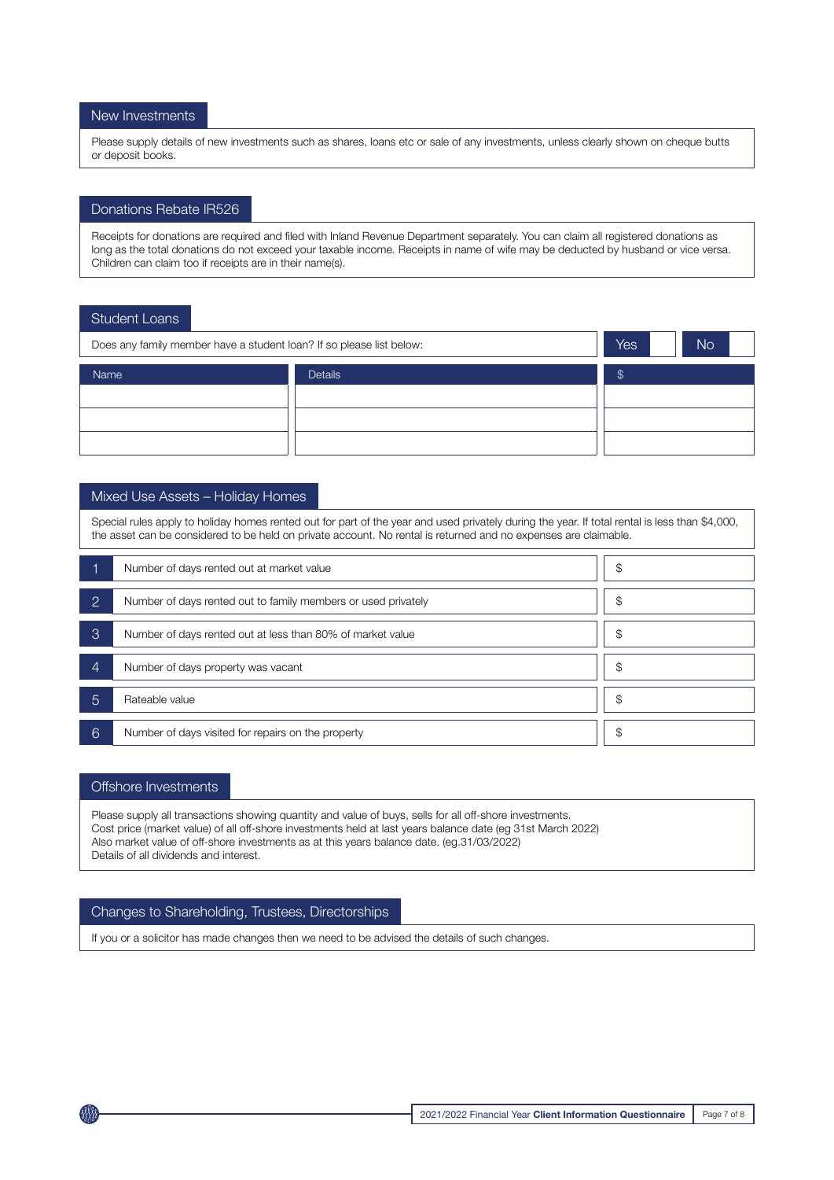## New Investments

Please supply details of new investments such as shares, loans etc or sale of any investments, unless clearly shown on cheque butts or deposit books.

## Donations Rebate IR526

Receipts for donations are required and filed with Inland Revenue Department separately. You can claim all registered donations as long as the total donations do not exceed your taxable income. Receipts in name of wife may be deducted by husband or vice versa. Children can claim too if receipts are in their name(s).

## Student Loans

Does any family member have a student loan? If so please list below: Yes ☐ No ☐

| Name | Details | $ |
|---|---|---|
| | | |
| | | |
| | | |

## Mixed Use Assets – Holiday Homes

Special rules apply to holiday homes rented out for part of the year and used privately during the year. If total rental is less than $4,000, the asset can be considered to be held on private account. No rental is returned and no expenses are claimable.

| | | |
|---|---|---|
| 1 | Number of days rented out at market value | $ |
| 2 | Number of days rented out to family members or used privately | $ |
| 3 | Number of days rented out at less than 80% of market value | $ |
| 4 | Number of days property was vacant | $ |
| 5 | Rateable value | $ |
| 6 | Number of days visited for repairs on the property | $ |

## Offshore Investments

Please supply all transactions showing quantity and value of buys, sells for all off-shore investments.
Cost price (market value) of all off-shore investments held at last years balance date (eg 31st March 2022)
Also market value of off-shore investments as at this years balance date. (eg.31/03/2022)
Details of all dividends and interest.

## Changes to Shareholding, Trustees, Directorships

If you or a solicitor has made changes then we need to be advised the details of such changes.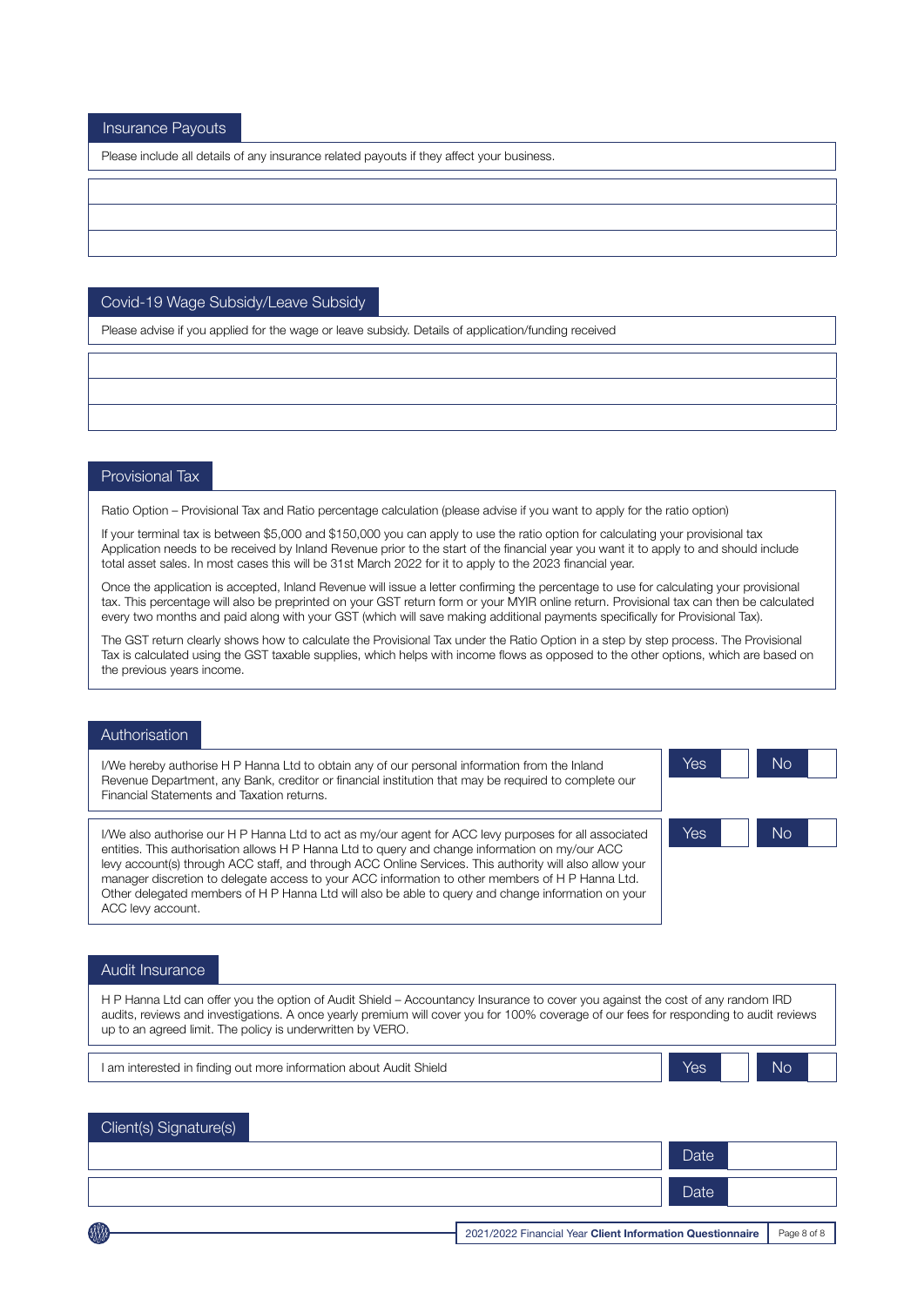## Insurance Payouts

Please include all details of any insurance related payouts if they affect your business.

## Covid-19 Wage Subsidy/Leave Subsidy

Please advise if you applied for the wage or leave subsidy. Details of application/funding received

## Provisional Tax

Ratio Option – Provisional Tax and Ratio percentage calculation (please advise if you want to apply for the ratio option)

If your terminal tax is between $5,000 and $150,000 you can apply to use the ratio option for calculating your provisional tax Application needs to be received by Inland Revenue prior to the start of the financial year you want it to apply to and should include total asset sales. In most cases this will be 31st March 2022 for it to apply to the 2023 financial year.

Once the application is accepted, Inland Revenue will issue a letter confirming the percentage to use for calculating your provisional tax. This percentage will also be preprinted on your GST return form or your MYIR online return. Provisional tax can then be calculated every two months and paid along with your GST (which will save making additional payments specifically for Provisional Tax).

The GST return clearly shows how to calculate the Provisional Tax under the Ratio Option in a step by step process. The Provisional Tax is calculated using the GST taxable supplies, which helps with income flows as opposed to the other options, which are based on the previous years income.

## Authorisation

| | | |
|---|---|---|
| I/We hereby authorise H P Hanna Ltd to obtain any of our personal information from the Inland Revenue Department, any Bank, creditor or financial institution that may be required to complete our Financial Statements and Taxation returns. | Yes | No |
| I/We also authorise our H P Hanna Ltd to act as my/our agent for ACC levy purposes for all associated entities. This authorisation allows H P Hanna Ltd to query and change information on my/our ACC levy account(s) through ACC staff, and through ACC Online Services. This authority will also allow your manager discretion to delegate access to your ACC information to other members of H P Hanna Ltd. Other delegated members of H P Hanna Ltd will also be able to query and change information on your ACC levy account. | Yes | No |

## Audit Insurance

H P Hanna Ltd can offer you the option of Audit Shield – Accountancy Insurance to cover you against the cost of any random IRD audits, reviews and investigations. A once yearly premium will cover you for 100% coverage of our fees for responding to audit reviews up to an agreed limit. The policy is underwritten by VERO.

| | | |
|---|---|---|
| I am interested in finding out more information about Audit Shield | Yes | No |

## Client(s) Signature(s)

| | |
|---|---|
| | Date |
| | Date |